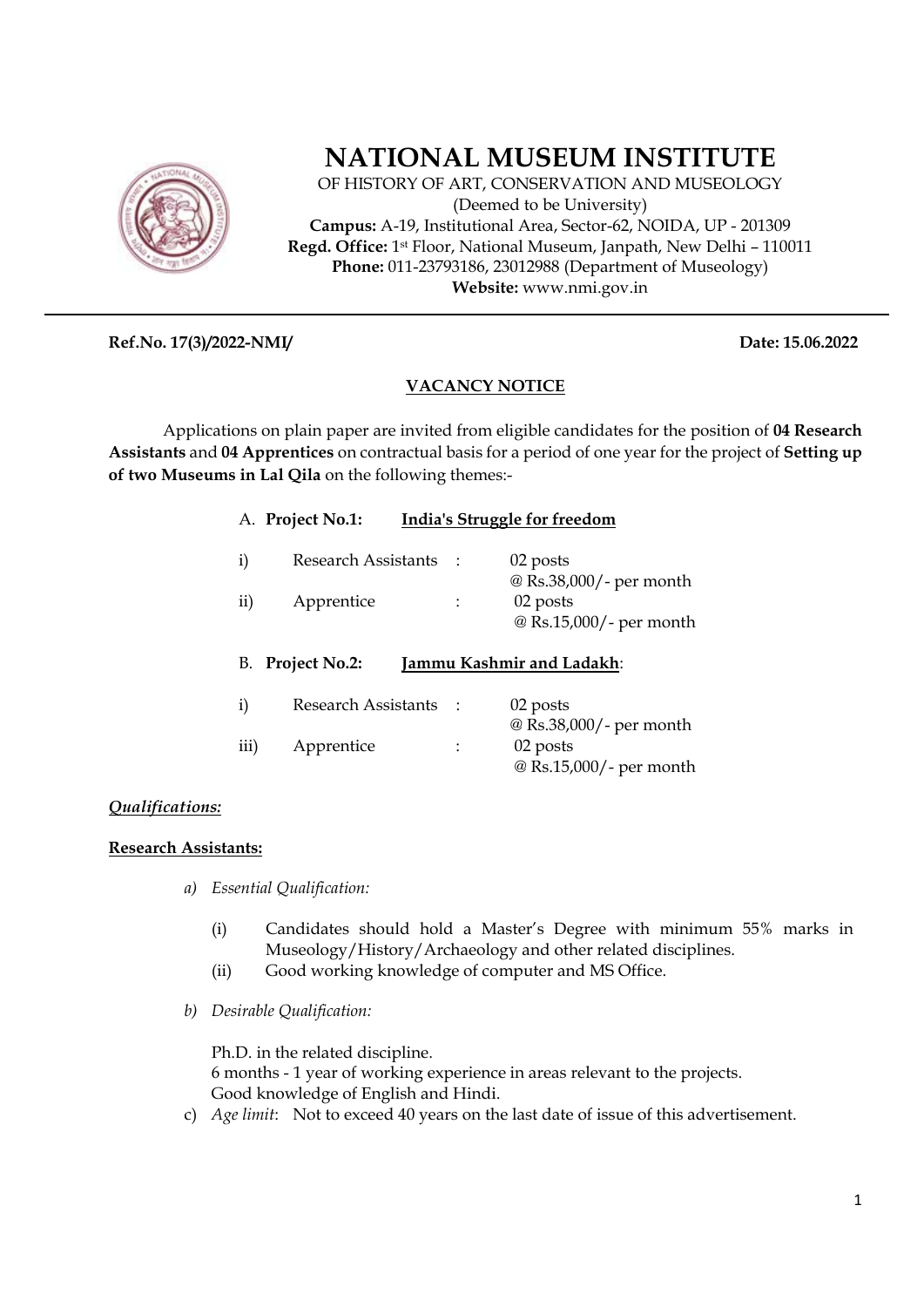# NATIONAL MUSEUM INSTITUTE

OF HISTORY OF ART, CONSERVATION AND MUSEOLOGY
(Deemed to be University)
**Campus:** A-19, Institutional Area, Sector-62, NOIDA, UP - 201309
**Regd. Office:** 1st Floor, National Museum, Janpath, New Delhi – 110011
**Phone:** 011-23793186, 23012988 (Department of Museology)
**Website:** www.nmi.gov.in

---

**Ref.No. 17(3)/2022-NMI/** **Date: 15.06.2022**

## VACANCY NOTICE

Applications on plain paper are invited from eligible candidates for the position of **04 Research Assistants** and **04 Apprentices** on contractual basis for a period of one year for the project of **Setting up of two Museums in Lal Qila** on the following themes:-

A. **Project No.1:** **India's Struggle for freedom**

| | | | |
|---|---|---|---|
| i) | Research Assistants | : | 02 posts @ Rs.38,000/- per month |
| ii) | Apprentice | : | 02 posts @ Rs.15,000/- per month |

B. **Project No.2:** **Jammu Kashmir and Ladakh**:

| | | | |
|---|---|---|---|
| i) | Research Assistants | : | 02 posts @ Rs.38,000/- per month |
| iii) | Apprentice | : | 02 posts @ Rs.15,000/- per month |

***Qualifications:***

**Research Assistants:**

a) *Essential Qualification:*

(i) Candidates should hold a Master's Degree with minimum 55% marks in Museology/History/Archaeology and other related disciplines.
(ii) Good working knowledge of computer and MS Office.

b) *Desirable Qualification:*

Ph.D. in the related discipline.
6 months - 1 year of working experience in areas relevant to the projects.
Good knowledge of English and Hindi.

c) *Age limit*: Not to exceed 40 years on the last date of issue of this advertisement.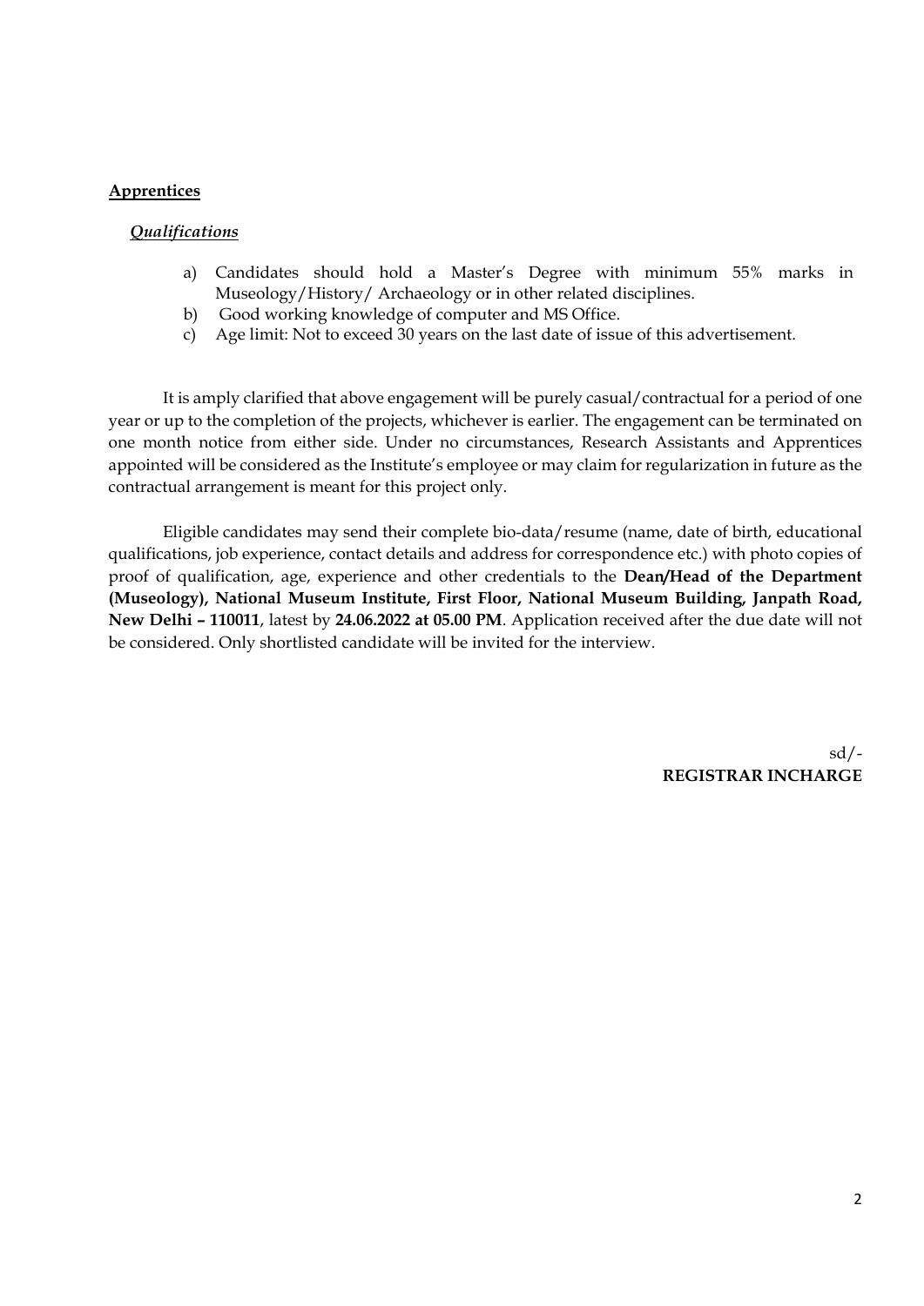**Apprentices**

***Qualifications***

a) Candidates should hold a Master's Degree with minimum 55% marks in Museology/History/ Archaeology or in other related disciplines.
b) Good working knowledge of computer and MS Office.
c) Age limit: Not to exceed 30 years on the last date of issue of this advertisement.

It is amply clarified that above engagement will be purely casual/contractual for a period of one year or up to the completion of the projects, whichever is earlier. The engagement can be terminated on one month notice from either side. Under no circumstances, Research Assistants and Apprentices appointed will be considered as the Institute's employee or may claim for regularization in future as the contractual arrangement is meant for this project only.

Eligible candidates may send their complete bio-data/resume (name, date of birth, educational qualifications, job experience, contact details and address for correspondence etc.) with photo copies of proof of qualification, age, experience and other credentials to the **Dean/Head of the Department (Museology), National Museum Institute, First Floor, National Museum Building, Janpath Road, New Delhi – 110011**, latest by **24.06.2022 at 05.00 PM**. Application received after the due date will not be considered. Only shortlisted candidate will be invited for the interview.

sd/-
**REGISTRAR INCHARGE**